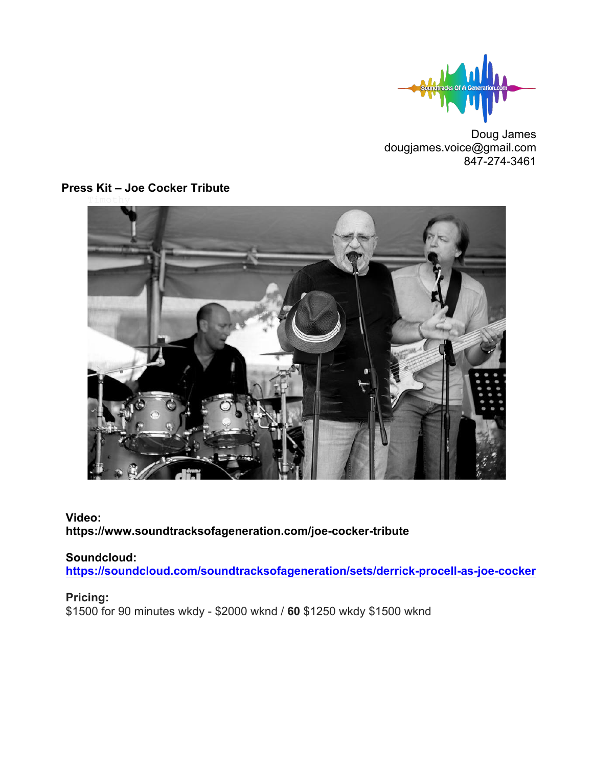Doug James
dougjames.voice@gmail.com
847-274-3461

**Press Kit – Joe Cocker Tribute**

**Video:**
**https://www.soundtracksofageneration.com/joe-cocker-tribute**

**Soundcloud:**
**https://soundcloud.com/soundtracksofageneration/sets/derrick-procell-as-joe-cocker**

**Pricing:**
$1500 for 90 minutes wkdy - $2000 wknd / **60** $1250 wkdy $1500 wknd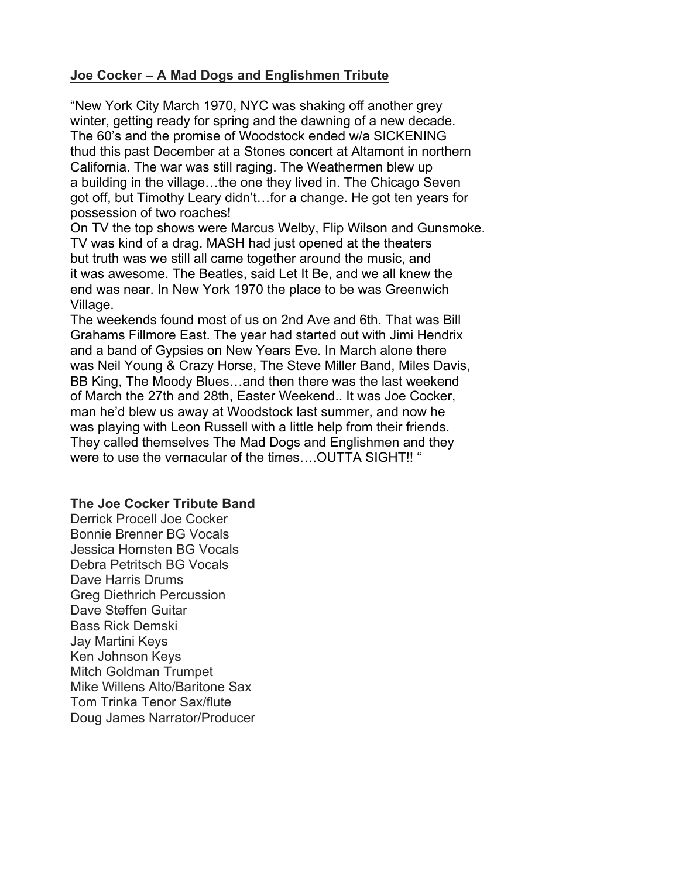**Joe Cocker – A Mad Dogs and Englishmen Tribute**

"New York City March 1970, NYC was shaking off another grey winter, getting ready for spring and the dawning of a new decade. The 60's and the promise of Woodstock ended w/a SICKENING thud this past December at a Stones concert at Altamont in northern California. The war was still raging. The Weathermen blew up a building in the village…the one they lived in. The Chicago Seven got off, but Timothy Leary didn't…for a change. He got ten years for possession of two roaches!
On TV the top shows were Marcus Welby, Flip Wilson and Gunsmoke. TV was kind of a drag. MASH had just opened at the theaters but truth was we still all came together around the music, and it was awesome. The Beatles, said Let It Be, and we all knew the end was near. In New York 1970 the place to be was Greenwich Village.
The weekends found most of us on 2nd Ave and 6th. That was Bill Grahams Fillmore East. The year had started out with Jimi Hendrix and a band of Gypsies on New Years Eve. In March alone there was Neil Young & Crazy Horse, The Steve Miller Band, Miles Davis, BB King, The Moody Blues…and then there was the last weekend of March the 27th and 28th, Easter Weekend.. It was Joe Cocker, man he'd blew us away at Woodstock last summer, and now he was playing with Leon Russell with a little help from their friends. They called themselves The Mad Dogs and Englishmen and they were to use the vernacular of the times….OUTTA SIGHT!! "

**The Joe Cocker Tribute Band**

Derrick Procell Joe Cocker
Bonnie Brenner BG Vocals
Jessica Hornsten BG Vocals
Debra Petritsch BG Vocals
Dave Harris Drums
Greg Diethrich Percussion
Dave Steffen Guitar
Bass Rick Demski
Jay Martini Keys
Ken Johnson Keys
Mitch Goldman Trumpet
Mike Willens Alto/Baritone Sax
Tom Trinka Tenor Sax/flute
Doug James Narrator/Producer